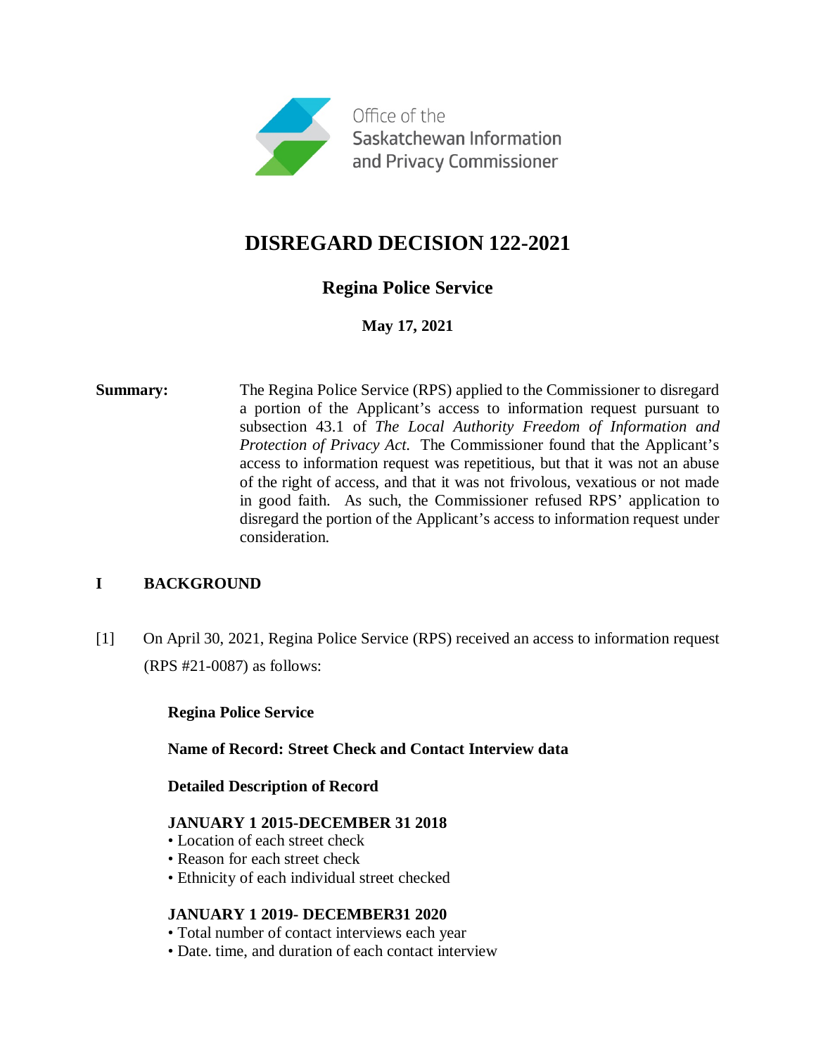Office of the
Saskatchewan Information
and Privacy Commissioner

# DISREGARD DECISION 122-2021

## Regina Police Service

**May 17, 2021**

**Summary:** The Regina Police Service (RPS) applied to the Commissioner to disregard a portion of the Applicant's access to information request pursuant to subsection 43.1 of *The Local Authority Freedom of Information and Protection of Privacy Act.* The Commissioner found that the Applicant's access to information request was repetitious, but that it was not an abuse of the right of access, and that it was not frivolous, vexatious or not made in good faith. As such, the Commissioner refused RPS' application to disregard the portion of the Applicant's access to information request under consideration.

## I BACKGROUND

[1] On April 30, 2021, Regina Police Service (RPS) received an access to information request (RPS #21-0087) as follows:

> **Regina Police Service**
>
> **Name of Record: Street Check and Contact Interview data**
>
> **Detailed Description of Record**
>
> **JANUARY 1 2015-DECEMBER 31 2018**
> • Location of each street check
> • Reason for each street check
> • Ethnicity of each individual street checked
>
> **JANUARY 1 2019- DECEMBER31 2020**
> • Total number of contact interviews each year
> • Date. time, and duration of each contact interview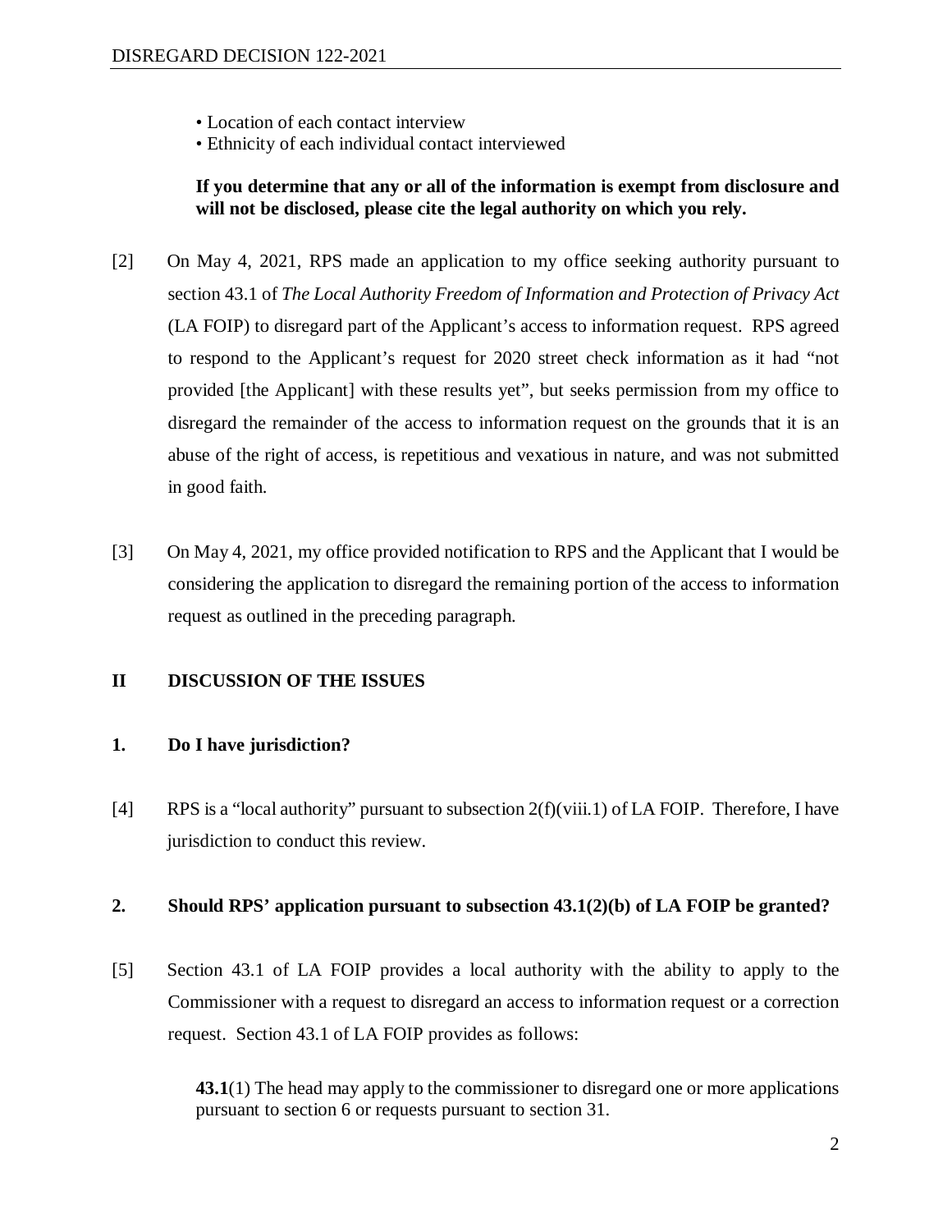- Location of each contact interview
- Ethnicity of each individual contact interviewed

**If you determine that any or all of the information is exempt from disclosure and will not be disclosed, please cite the legal authority on which you rely.**

[2] On May 4, 2021, RPS made an application to my office seeking authority pursuant to section 43.1 of *The Local Authority Freedom of Information and Protection of Privacy Act* (LA FOIP) to disregard part of the Applicant's access to information request. RPS agreed to respond to the Applicant's request for 2020 street check information as it had "not provided [the Applicant] with these results yet", but seeks permission from my office to disregard the remainder of the access to information request on the grounds that it is an abuse of the right of access, is repetitious and vexatious in nature, and was not submitted in good faith.

[3] On May 4, 2021, my office provided notification to RPS and the Applicant that I would be considering the application to disregard the remaining portion of the access to information request as outlined in the preceding paragraph.

## II DISCUSSION OF THE ISSUES

### 1. Do I have jurisdiction?

[4] RPS is a "local authority" pursuant to subsection 2(f)(viii.1) of LA FOIP. Therefore, I have jurisdiction to conduct this review.

### 2. Should RPS' application pursuant to subsection 43.1(2)(b) of LA FOIP be granted?

[5] Section 43.1 of LA FOIP provides a local authority with the ability to apply to the Commissioner with a request to disregard an access to information request or a correction request. Section 43.1 of LA FOIP provides as follows:

> **43.1**(1) The head may apply to the commissioner to disregard one or more applications pursuant to section 6 or requests pursuant to section 31.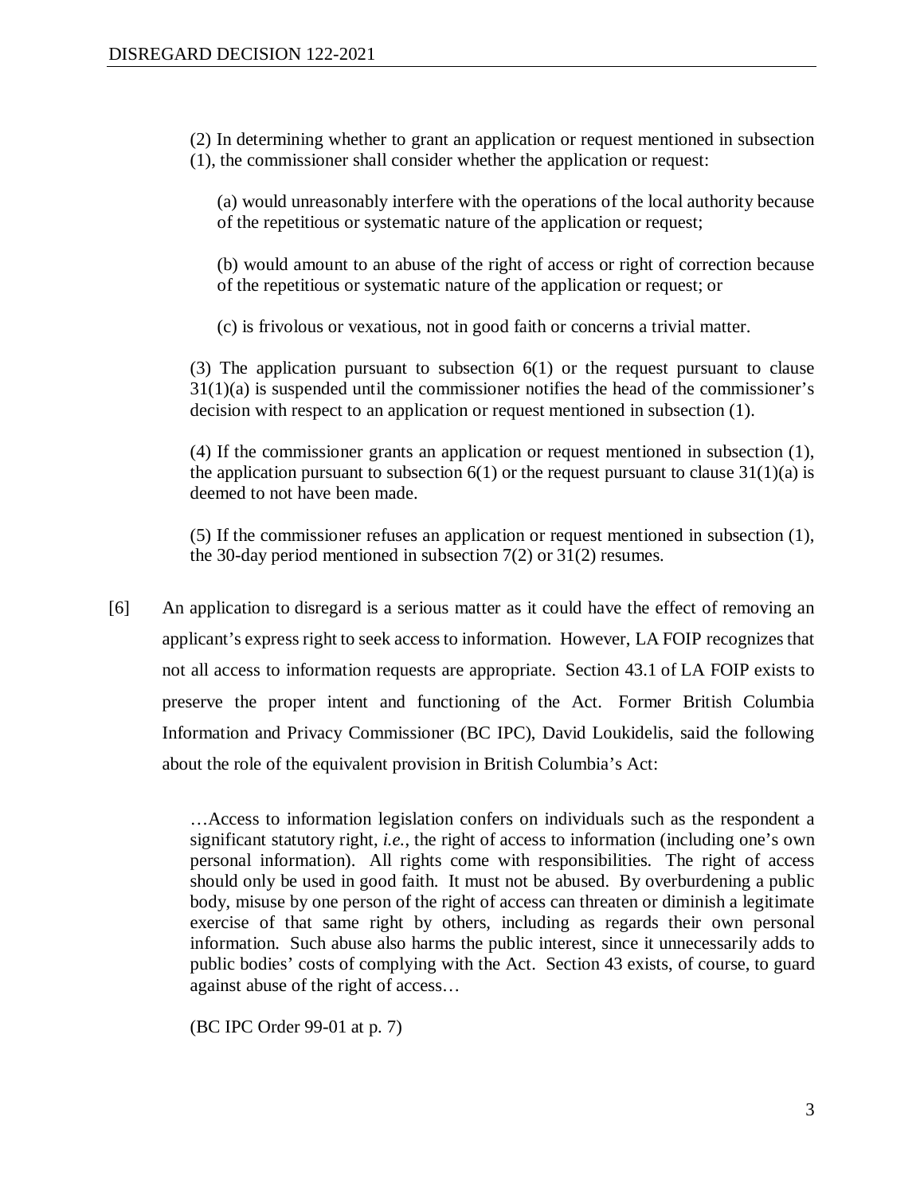(2) In determining whether to grant an application or request mentioned in subsection (1), the commissioner shall consider whether the application or request:

(a) would unreasonably interfere with the operations of the local authority because of the repetitious or systematic nature of the application or request;

(b) would amount to an abuse of the right of access or right of correction because of the repetitious or systematic nature of the application or request; or

(c) is frivolous or vexatious, not in good faith or concerns a trivial matter.

(3) The application pursuant to subsection 6(1) or the request pursuant to clause 31(1)(a) is suspended until the commissioner notifies the head of the commissioner's decision with respect to an application or request mentioned in subsection (1).

(4) If the commissioner grants an application or request mentioned in subsection (1), the application pursuant to subsection 6(1) or the request pursuant to clause 31(1)(a) is deemed to not have been made.

(5) If the commissioner refuses an application or request mentioned in subsection (1), the 30-day period mentioned in subsection 7(2) or 31(2) resumes.

[6] An application to disregard is a serious matter as it could have the effect of removing an applicant's express right to seek access to information. However, LA FOIP recognizes that not all access to information requests are appropriate. Section 43.1 of LA FOIP exists to preserve the proper intent and functioning of the Act. Former British Columbia Information and Privacy Commissioner (BC IPC), David Loukidelis, said the following about the role of the equivalent provision in British Columbia's Act:

> …Access to information legislation confers on individuals such as the respondent a significant statutory right, *i.e.*, the right of access to information (including one's own personal information). All rights come with responsibilities. The right of access should only be used in good faith. It must not be abused. By overburdening a public body, misuse by one person of the right of access can threaten or diminish a legitimate exercise of that same right by others, including as regards their own personal information. Such abuse also harms the public interest, since it unnecessarily adds to public bodies' costs of complying with the Act. Section 43 exists, of course, to guard against abuse of the right of access…
>
> (BC IPC Order 99-01 at p. 7)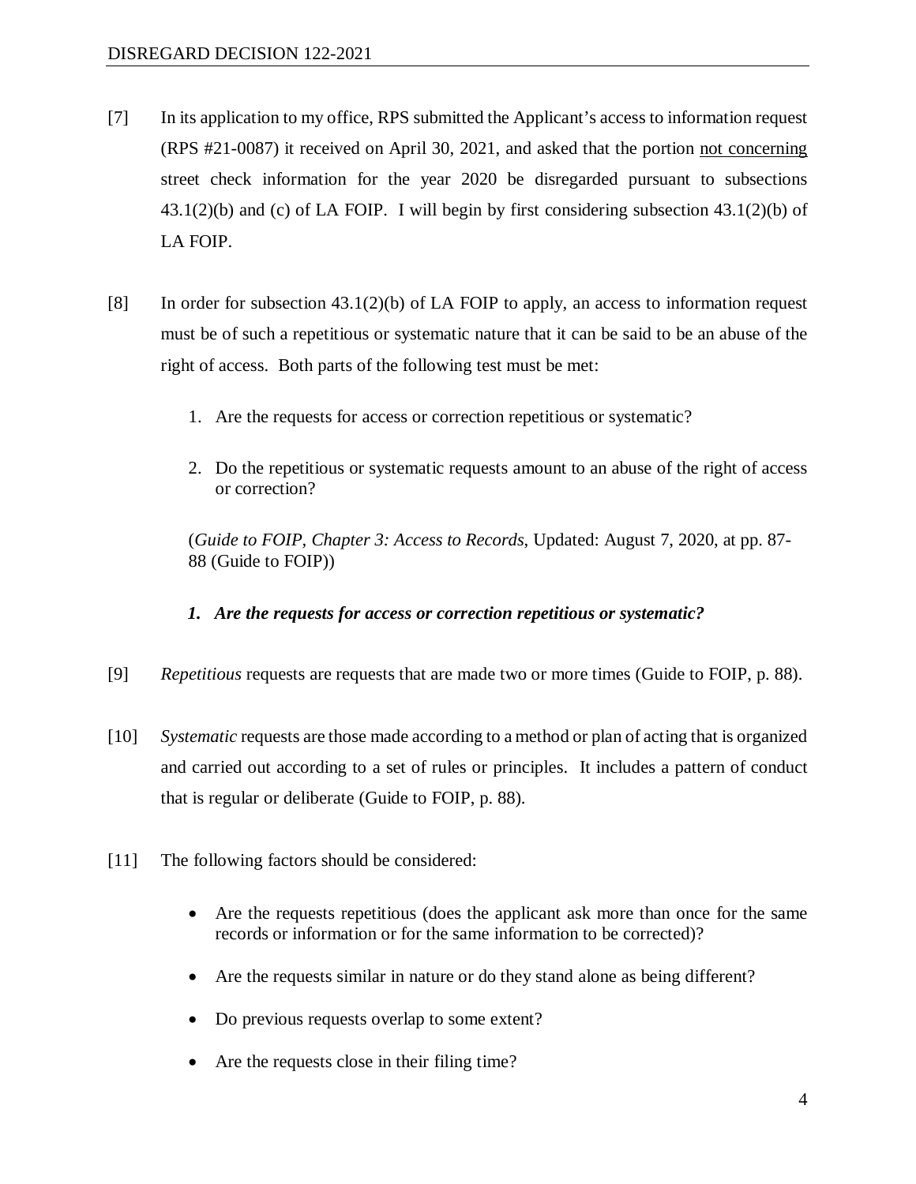[7] In its application to my office, RPS submitted the Applicant's access to information request (RPS #21-0087) it received on April 30, 2021, and asked that the portion <u>not concerning</u> street check information for the year 2020 be disregarded pursuant to subsections 43.1(2)(b) and (c) of LA FOIP. I will begin by first considering subsection 43.1(2)(b) of LA FOIP.

[8] In order for subsection 43.1(2)(b) of LA FOIP to apply, an access to information request must be of such a repetitious or systematic nature that it can be said to be an abuse of the right of access. Both parts of the following test must be met:

1. Are the requests for access or correction repetitious or systematic?

2. Do the repetitious or systematic requests amount to an abuse of the right of access or correction?

(*Guide to FOIP, Chapter 3: Access to Records*, Updated: August 7, 2020, at pp. 87-88 (Guide to FOIP))

***1. Are the requests for access or correction repetitious or systematic?***

[9] *Repetitious* requests are requests that are made two or more times (Guide to FOIP, p. 88).

[10] *Systematic* requests are those made according to a method or plan of acting that is organized and carried out according to a set of rules or principles. It includes a pattern of conduct that is regular or deliberate (Guide to FOIP, p. 88).

[11] The following factors should be considered:

- Are the requests repetitious (does the applicant ask more than once for the same records or information or for the same information to be corrected)?
- Are the requests similar in nature or do they stand alone as being different?
- Do previous requests overlap to some extent?
- Are the requests close in their filing time?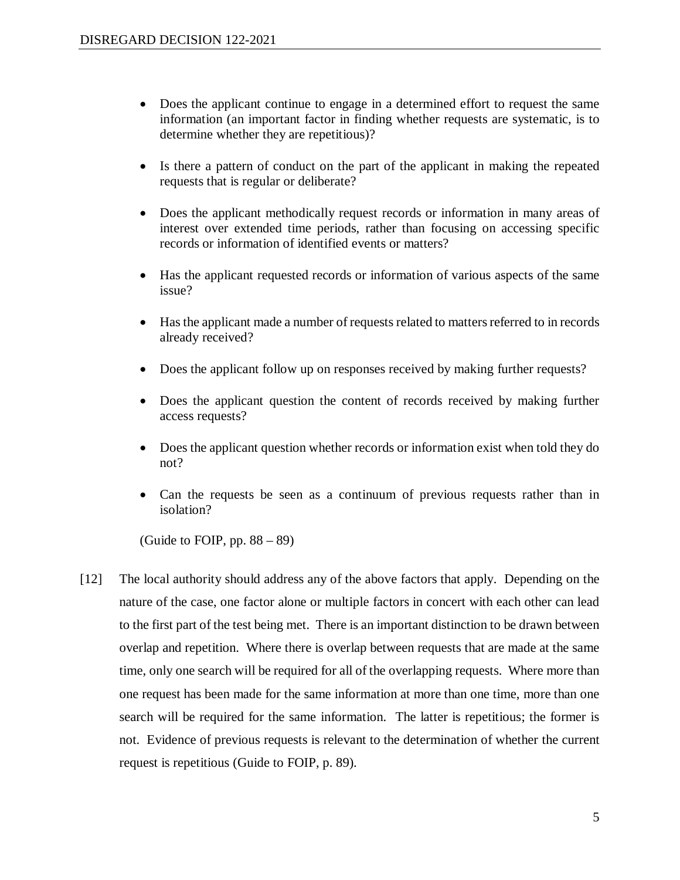- Does the applicant continue to engage in a determined effort to request the same information (an important factor in finding whether requests are systematic, is to determine whether they are repetitious)?

- Is there a pattern of conduct on the part of the applicant in making the repeated requests that is regular or deliberate?

- Does the applicant methodically request records or information in many areas of interest over extended time periods, rather than focusing on accessing specific records or information of identified events or matters?

- Has the applicant requested records or information of various aspects of the same issue?

- Has the applicant made a number of requests related to matters referred to in records already received?

- Does the applicant follow up on responses received by making further requests?

- Does the applicant question the content of records received by making further access requests?

- Does the applicant question whether records or information exist when told they do not?

- Can the requests be seen as a continuum of previous requests rather than in isolation?

(Guide to FOIP, pp. 88 – 89)

[12] The local authority should address any of the above factors that apply. Depending on the nature of the case, one factor alone or multiple factors in concert with each other can lead to the first part of the test being met. There is an important distinction to be drawn between overlap and repetition. Where there is overlap between requests that are made at the same time, only one search will be required for all of the overlapping requests. Where more than one request has been made for the same information at more than one time, more than one search will be required for the same information. The latter is repetitious; the former is not. Evidence of previous requests is relevant to the determination of whether the current request is repetitious (Guide to FOIP, p. 89).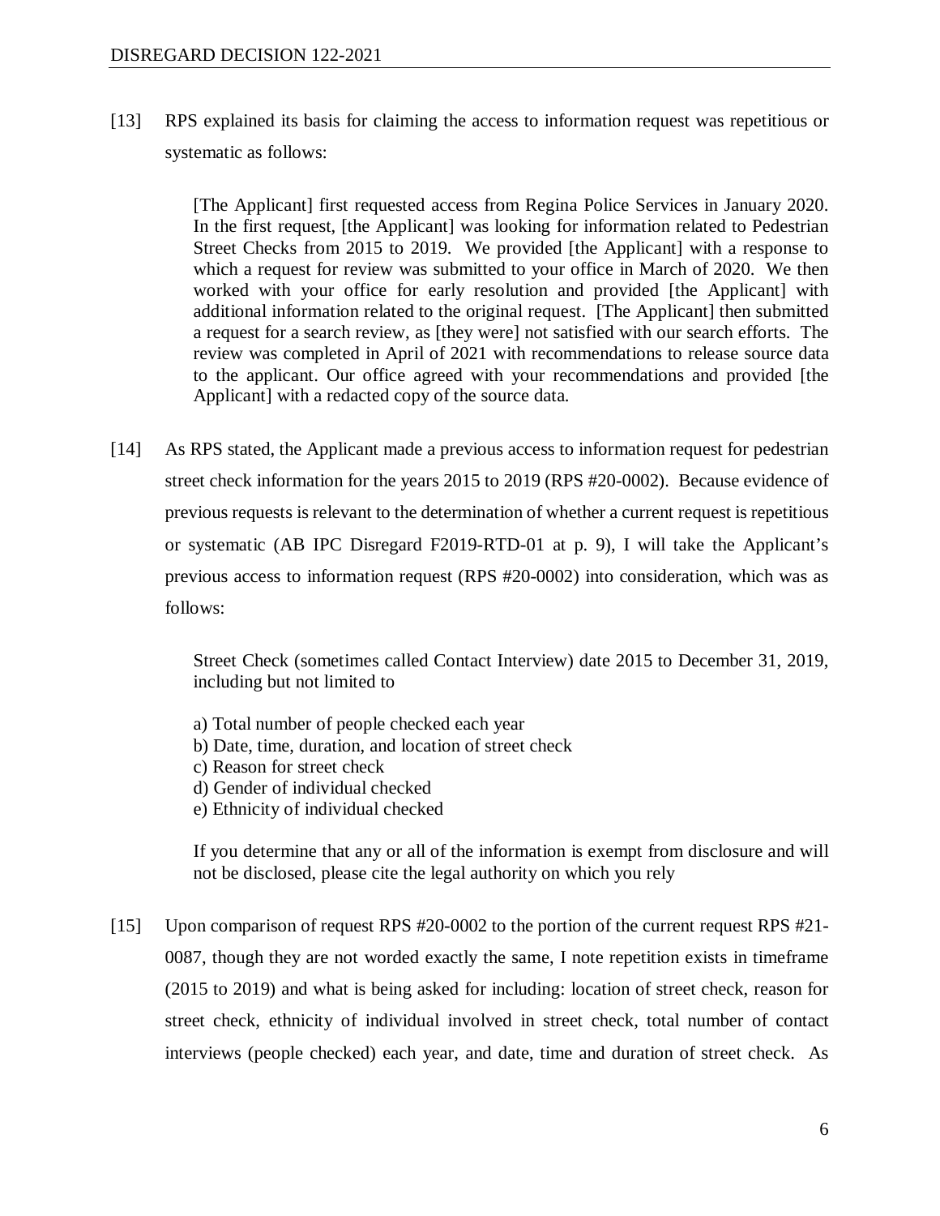[13] RPS explained its basis for claiming the access to information request was repetitious or systematic as follows:

> [The Applicant] first requested access from Regina Police Services in January 2020. In the first request, [the Applicant] was looking for information related to Pedestrian Street Checks from 2015 to 2019. We provided [the Applicant] with a response to which a request for review was submitted to your office in March of 2020. We then worked with your office for early resolution and provided [the Applicant] with additional information related to the original request. [The Applicant] then submitted a request for a search review, as [they were] not satisfied with our search efforts. The review was completed in April of 2021 with recommendations to release source data to the applicant. Our office agreed with your recommendations and provided [the Applicant] with a redacted copy of the source data.

[14] As RPS stated, the Applicant made a previous access to information request for pedestrian street check information for the years 2015 to 2019 (RPS #20-0002). Because evidence of previous requests is relevant to the determination of whether a current request is repetitious or systematic (AB IPC Disregard F2019-RTD-01 at p. 9), I will take the Applicant's previous access to information request (RPS #20-0002) into consideration, which was as follows:

> Street Check (sometimes called Contact Interview) date 2015 to December 31, 2019, including but not limited to
>
> a) Total number of people checked each year
> b) Date, time, duration, and location of street check
> c) Reason for street check
> d) Gender of individual checked
> e) Ethnicity of individual checked
>
> If you determine that any or all of the information is exempt from disclosure and will not be disclosed, please cite the legal authority on which you rely

[15] Upon comparison of request RPS #20-0002 to the portion of the current request RPS #21-0087, though they are not worded exactly the same, I note repetition exists in timeframe (2015 to 2019) and what is being asked for including: location of street check, reason for street check, ethnicity of individual involved in street check, total number of contact interviews (people checked) each year, and date, time and duration of street check. As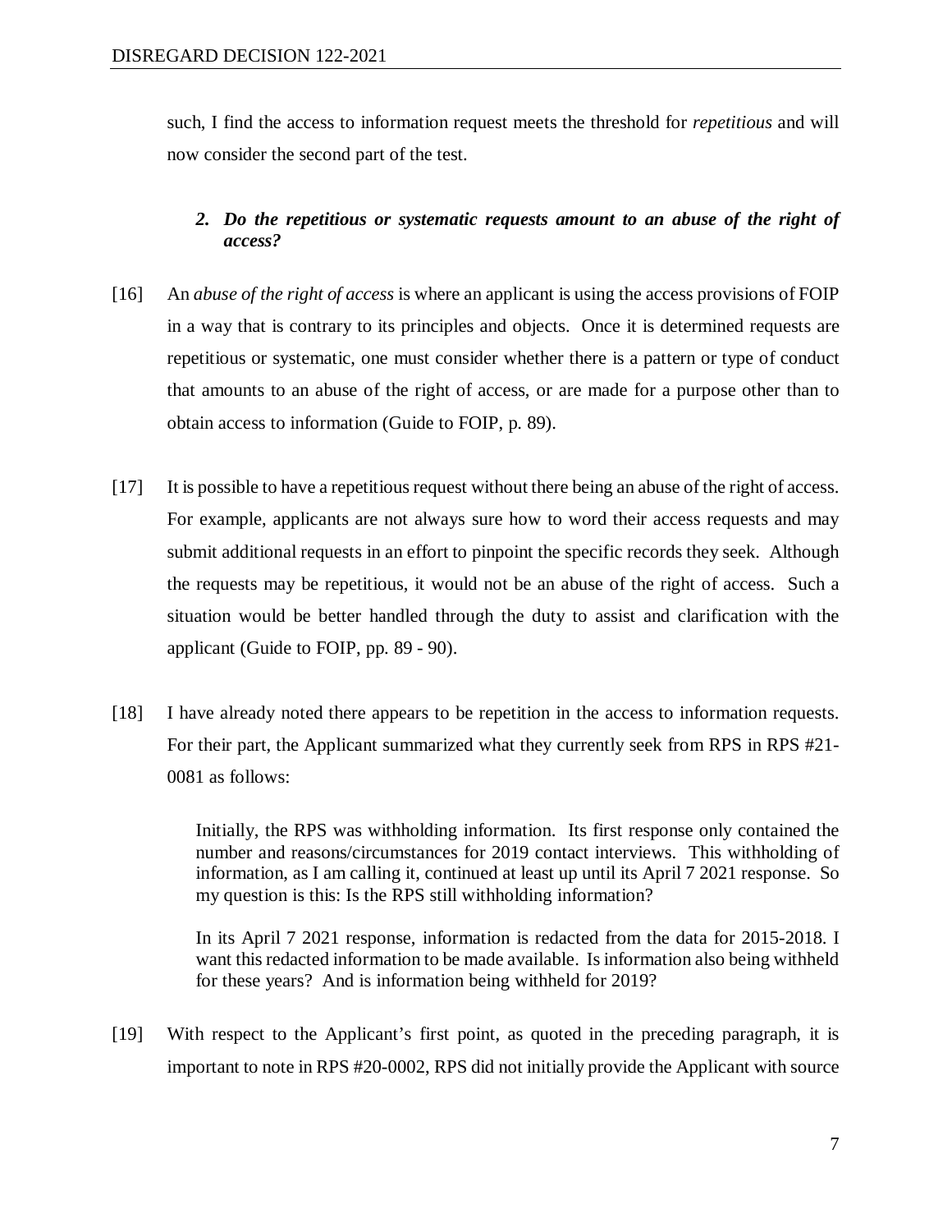such, I find the access to information request meets the threshold for *repetitious* and will now consider the second part of the test.

### *2. Do the repetitious or systematic requests amount to an abuse of the right of access?*

[16] An *abuse of the right of access* is where an applicant is using the access provisions of FOIP in a way that is contrary to its principles and objects. Once it is determined requests are repetitious or systematic, one must consider whether there is a pattern or type of conduct that amounts to an abuse of the right of access, or are made for a purpose other than to obtain access to information (Guide to FOIP, p. 89).

[17] It is possible to have a repetitious request without there being an abuse of the right of access. For example, applicants are not always sure how to word their access requests and may submit additional requests in an effort to pinpoint the specific records they seek. Although the requests may be repetitious, it would not be an abuse of the right of access. Such a situation would be better handled through the duty to assist and clarification with the applicant (Guide to FOIP, pp. 89 - 90).

[18] I have already noted there appears to be repetition in the access to information requests. For their part, the Applicant summarized what they currently seek from RPS in RPS #21-0081 as follows:

> Initially, the RPS was withholding information. Its first response only contained the number and reasons/circumstances for 2019 contact interviews. This withholding of information, as I am calling it, continued at least up until its April 7 2021 response. So my question is this: Is the RPS still withholding information?
>
> In its April 7 2021 response, information is redacted from the data for 2015-2018. I want this redacted information to be made available. Is information also being withheld for these years? And is information being withheld for 2019?

[19] With respect to the Applicant's first point, as quoted in the preceding paragraph, it is important to note in RPS #20-0002, RPS did not initially provide the Applicant with source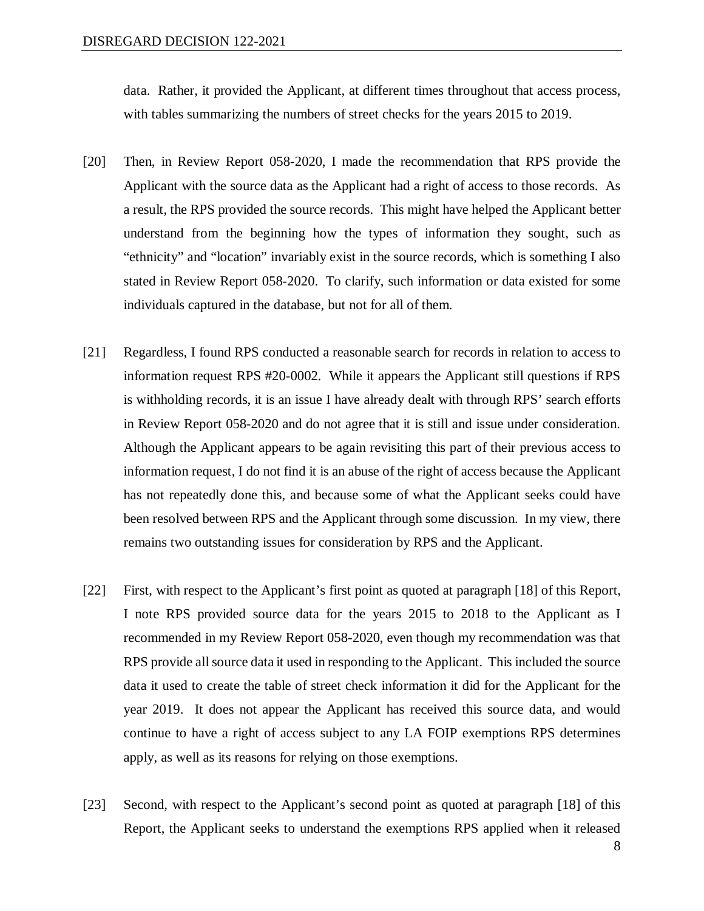data. Rather, it provided the Applicant, at different times throughout that access process, with tables summarizing the numbers of street checks for the years 2015 to 2019.

[20] Then, in Review Report 058-2020, I made the recommendation that RPS provide the Applicant with the source data as the Applicant had a right of access to those records. As a result, the RPS provided the source records. This might have helped the Applicant better understand from the beginning how the types of information they sought, such as "ethnicity" and "location" invariably exist in the source records, which is something I also stated in Review Report 058-2020. To clarify, such information or data existed for some individuals captured in the database, but not for all of them.

[21] Regardless, I found RPS conducted a reasonable search for records in relation to access to information request RPS #20-0002. While it appears the Applicant still questions if RPS is withholding records, it is an issue I have already dealt with through RPS' search efforts in Review Report 058-2020 and do not agree that it is still and issue under consideration. Although the Applicant appears to be again revisiting this part of their previous access to information request, I do not find it is an abuse of the right of access because the Applicant has not repeatedly done this, and because some of what the Applicant seeks could have been resolved between RPS and the Applicant through some discussion. In my view, there remains two outstanding issues for consideration by RPS and the Applicant.

[22] First, with respect to the Applicant's first point as quoted at paragraph [18] of this Report, I note RPS provided source data for the years 2015 to 2018 to the Applicant as I recommended in my Review Report 058-2020, even though my recommendation was that RPS provide all source data it used in responding to the Applicant. This included the source data it used to create the table of street check information it did for the Applicant for the year 2019. It does not appear the Applicant has received this source data, and would continue to have a right of access subject to any LA FOIP exemptions RPS determines apply, as well as its reasons for relying on those exemptions.

[23] Second, with respect to the Applicant's second point as quoted at paragraph [18] of this Report, the Applicant seeks to understand the exemptions RPS applied when it released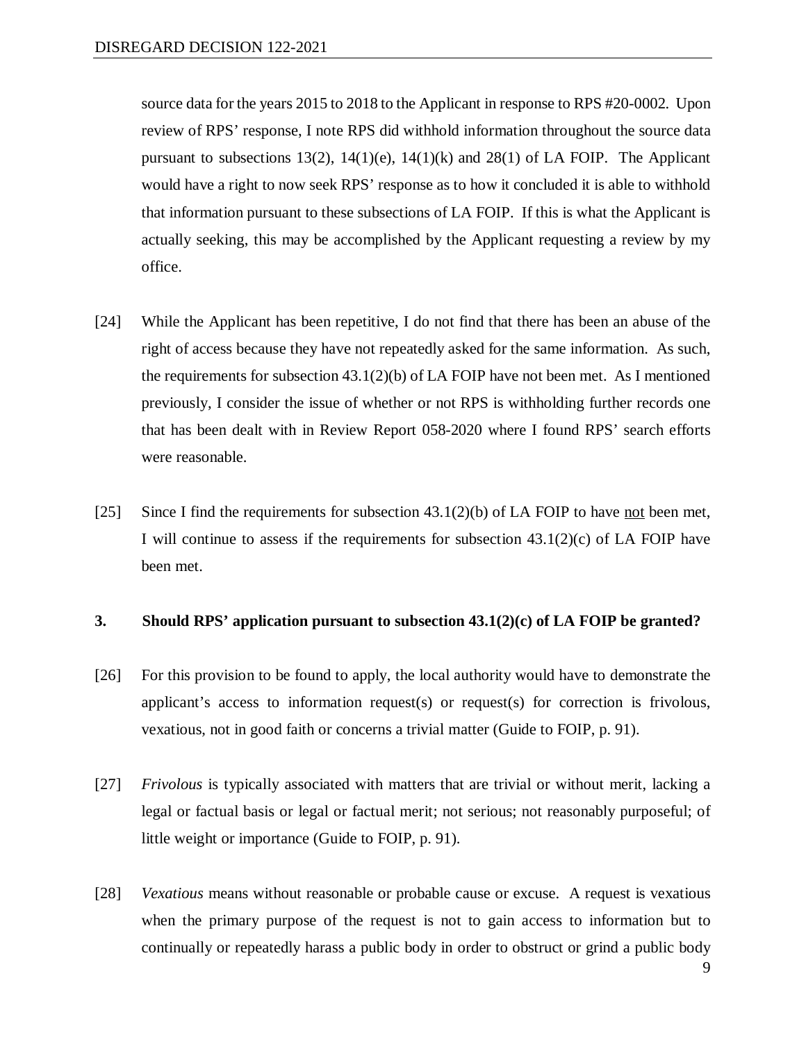source data for the years 2015 to 2018 to the Applicant in response to RPS #20-0002. Upon review of RPS' response, I note RPS did withhold information throughout the source data pursuant to subsections 13(2), 14(1)(e), 14(1)(k) and 28(1) of LA FOIP. The Applicant would have a right to now seek RPS' response as to how it concluded it is able to withhold that information pursuant to these subsections of LA FOIP. If this is what the Applicant is actually seeking, this may be accomplished by the Applicant requesting a review by my office.

[24] While the Applicant has been repetitive, I do not find that there has been an abuse of the right of access because they have not repeatedly asked for the same information. As such, the requirements for subsection 43.1(2)(b) of LA FOIP have not been met. As I mentioned previously, I consider the issue of whether or not RPS is withholding further records one that has been dealt with in Review Report 058-2020 where I found RPS' search efforts were reasonable.

[25] Since I find the requirements for subsection 43.1(2)(b) of LA FOIP to have <u>not</u> been met, I will continue to assess if the requirements for subsection 43.1(2)(c) of LA FOIP have been met.

### 3. Should RPS' application pursuant to subsection 43.1(2)(c) of LA FOIP be granted?

[26] For this provision to be found to apply, the local authority would have to demonstrate the applicant's access to information request(s) or request(s) for correction is frivolous, vexatious, not in good faith or concerns a trivial matter (Guide to FOIP, p. 91).

[27] *Frivolous* is typically associated with matters that are trivial or without merit, lacking a legal or factual basis or legal or factual merit; not serious; not reasonably purposeful; of little weight or importance (Guide to FOIP, p. 91).

[28] *Vexatious* means without reasonable or probable cause or excuse. A request is vexatious when the primary purpose of the request is not to gain access to information but to continually or repeatedly harass a public body in order to obstruct or grind a public body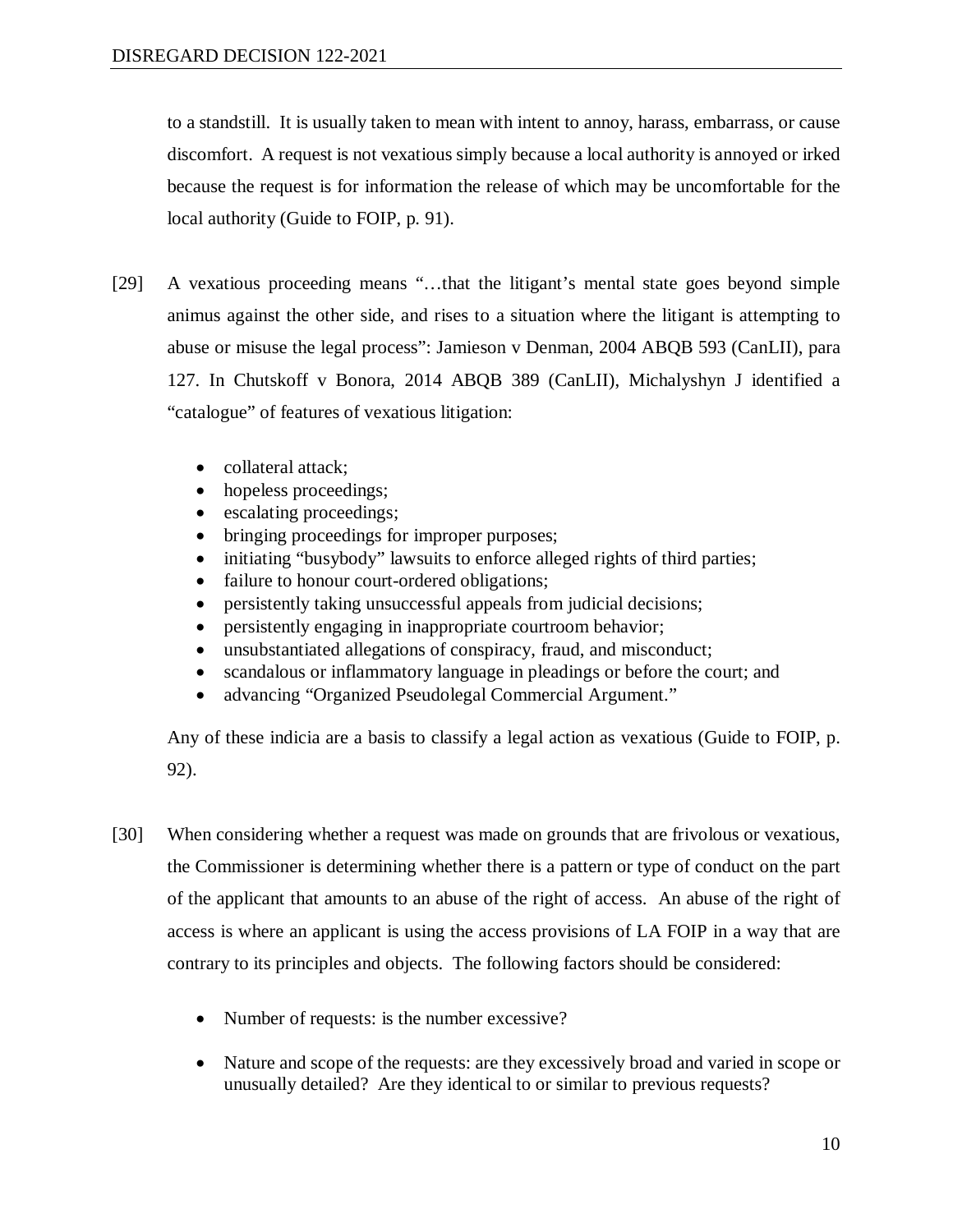to a standstill. It is usually taken to mean with intent to annoy, harass, embarrass, or cause discomfort. A request is not vexatious simply because a local authority is annoyed or irked because the request is for information the release of which may be uncomfortable for the local authority (Guide to FOIP, p. 91).

[29] A vexatious proceeding means "…that the litigant's mental state goes beyond simple animus against the other side, and rises to a situation where the litigant is attempting to abuse or misuse the legal process": Jamieson v Denman, 2004 ABQB 593 (CanLII), para 127. In Chutskoff v Bonora, 2014 ABQB 389 (CanLII), Michalyshyn J identified a "catalogue" of features of vexatious litigation:

- collateral attack;
- hopeless proceedings;
- escalating proceedings;
- bringing proceedings for improper purposes;
- initiating "busybody" lawsuits to enforce alleged rights of third parties;
- failure to honour court-ordered obligations;
- persistently taking unsuccessful appeals from judicial decisions;
- persistently engaging in inappropriate courtroom behavior;
- unsubstantiated allegations of conspiracy, fraud, and misconduct;
- scandalous or inflammatory language in pleadings or before the court; and
- advancing "Organized Pseudolegal Commercial Argument."

Any of these indicia are a basis to classify a legal action as vexatious (Guide to FOIP, p. 92).

[30] When considering whether a request was made on grounds that are frivolous or vexatious, the Commissioner is determining whether there is a pattern or type of conduct on the part of the applicant that amounts to an abuse of the right of access. An abuse of the right of access is where an applicant is using the access provisions of LA FOIP in a way that are contrary to its principles and objects. The following factors should be considered:

- Number of requests: is the number excessive?

- Nature and scope of the requests: are they excessively broad and varied in scope or unusually detailed? Are they identical to or similar to previous requests?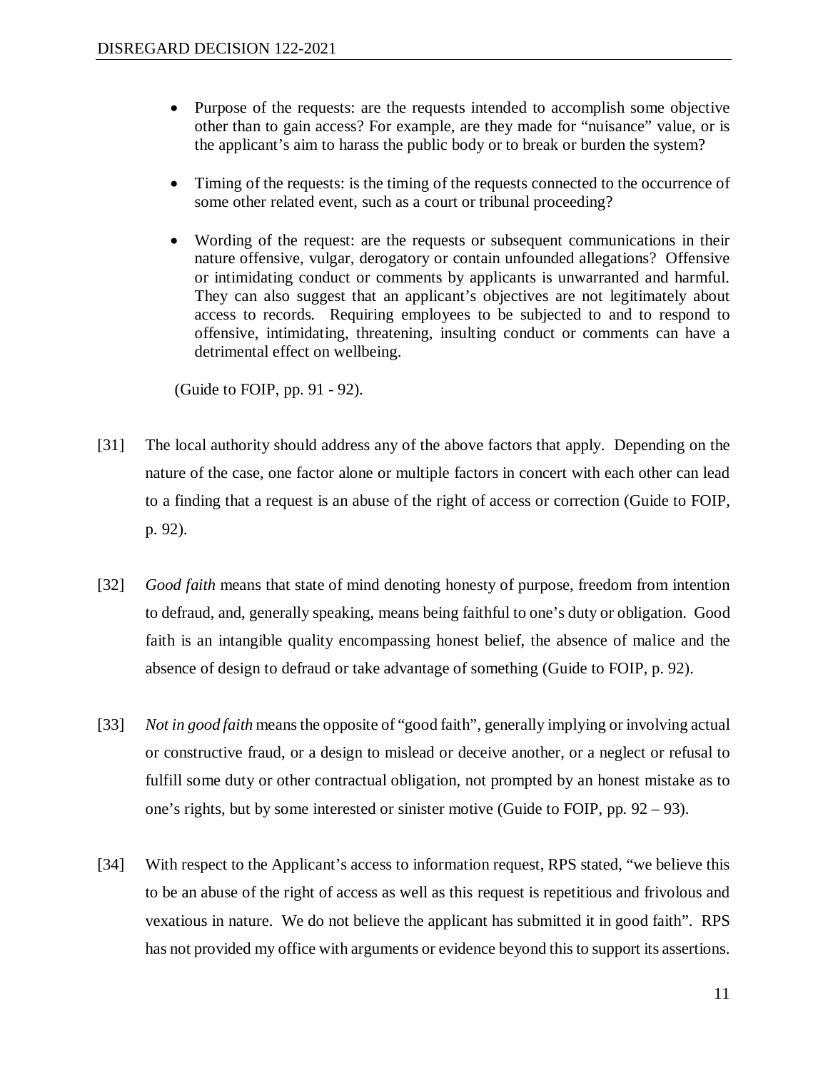- Purpose of the requests: are the requests intended to accomplish some objective other than to gain access? For example, are they made for "nuisance" value, or is the applicant's aim to harass the public body or to break or burden the system?

- Timing of the requests: is the timing of the requests connected to the occurrence of some other related event, such as a court or tribunal proceeding?

- Wording of the request: are the requests or subsequent communications in their nature offensive, vulgar, derogatory or contain unfounded allegations? Offensive or intimidating conduct or comments by applicants is unwarranted and harmful. They can also suggest that an applicant's objectives are not legitimately about access to records. Requiring employees to be subjected to and to respond to offensive, intimidating, threatening, insulting conduct or comments can have a detrimental effect on wellbeing.

(Guide to FOIP, pp. 91 - 92).

[31] The local authority should address any of the above factors that apply. Depending on the nature of the case, one factor alone or multiple factors in concert with each other can lead to a finding that a request is an abuse of the right of access or correction (Guide to FOIP, p. 92).

[32] *Good faith* means that state of mind denoting honesty of purpose, freedom from intention to defraud, and, generally speaking, means being faithful to one's duty or obligation. Good faith is an intangible quality encompassing honest belief, the absence of malice and the absence of design to defraud or take advantage of something (Guide to FOIP, p. 92).

[33] *Not in good faith* means the opposite of "good faith", generally implying or involving actual or constructive fraud, or a design to mislead or deceive another, or a neglect or refusal to fulfill some duty or other contractual obligation, not prompted by an honest mistake as to one's rights, but by some interested or sinister motive (Guide to FOIP, pp. 92 – 93).

[34] With respect to the Applicant's access to information request, RPS stated, "we believe this to be an abuse of the right of access as well as this request is repetitious and frivolous and vexatious in nature. We do not believe the applicant has submitted it in good faith". RPS has not provided my office with arguments or evidence beyond this to support its assertions.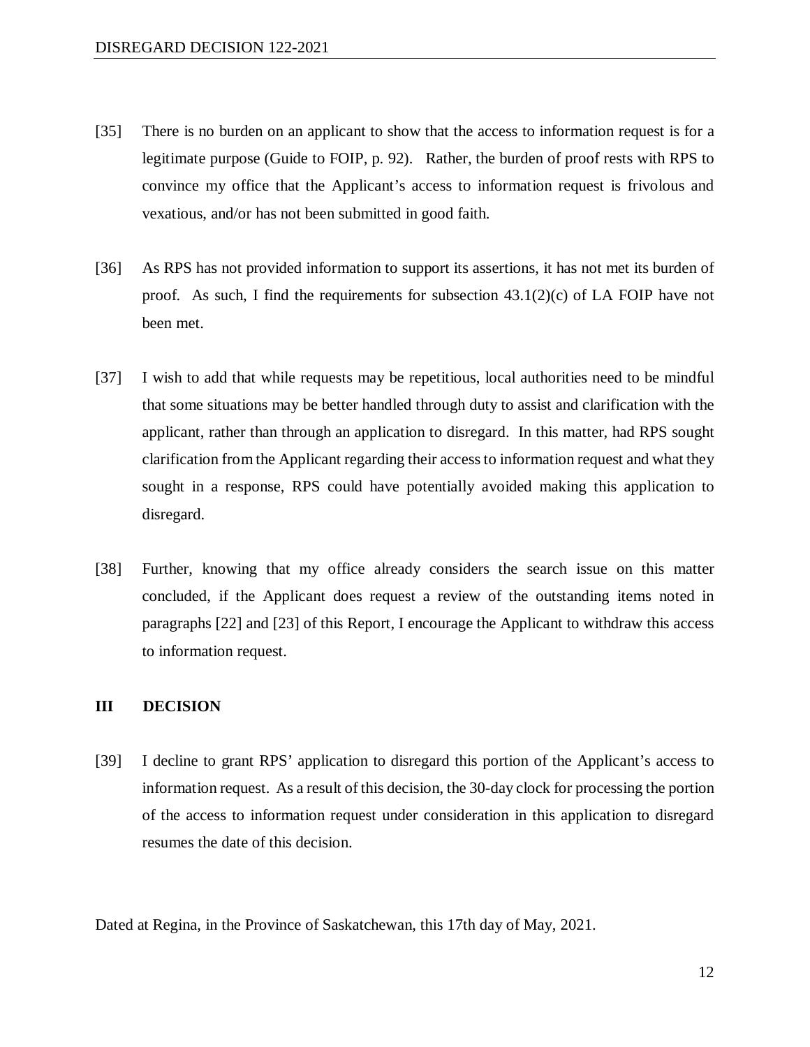[35] There is no burden on an applicant to show that the access to information request is for a legitimate purpose (Guide to FOIP, p. 92). Rather, the burden of proof rests with RPS to convince my office that the Applicant's access to information request is frivolous and vexatious, and/or has not been submitted in good faith.

[36] As RPS has not provided information to support its assertions, it has not met its burden of proof. As such, I find the requirements for subsection 43.1(2)(c) of LA FOIP have not been met.

[37] I wish to add that while requests may be repetitious, local authorities need to be mindful that some situations may be better handled through duty to assist and clarification with the applicant, rather than through an application to disregard. In this matter, had RPS sought clarification from the Applicant regarding their access to information request and what they sought in a response, RPS could have potentially avoided making this application to disregard.

[38] Further, knowing that my office already considers the search issue on this matter concluded, if the Applicant does request a review of the outstanding items noted in paragraphs [22] and [23] of this Report, I encourage the Applicant to withdraw this access to information request.

## III DECISION

[39] I decline to grant RPS' application to disregard this portion of the Applicant's access to information request. As a result of this decision, the 30-day clock for processing the portion of the access to information request under consideration in this application to disregard resumes the date of this decision.

Dated at Regina, in the Province of Saskatchewan, this 17th day of May, 2021.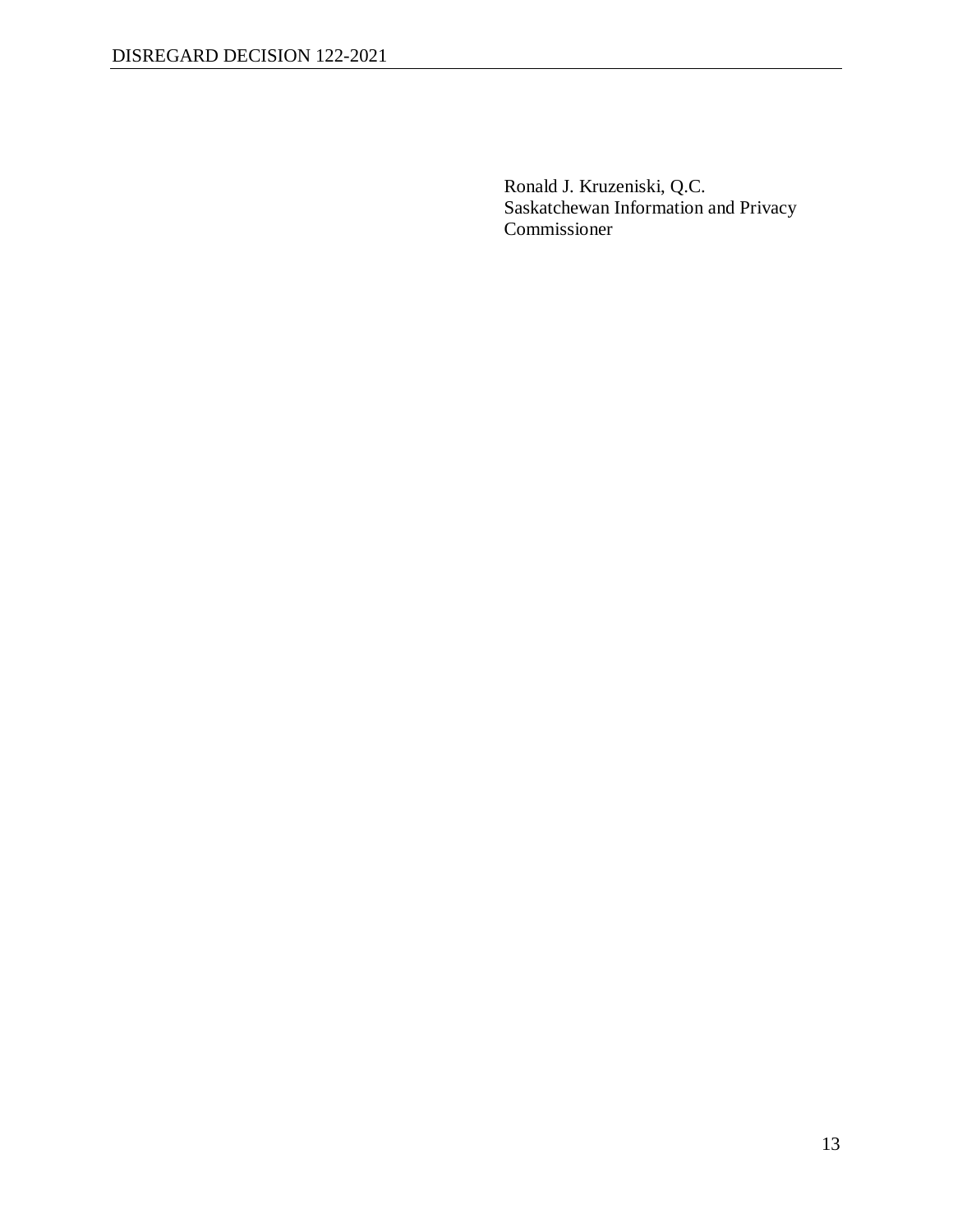Ronald J. Kruzeniski, Q.C.
Saskatchewan Information and Privacy Commissioner